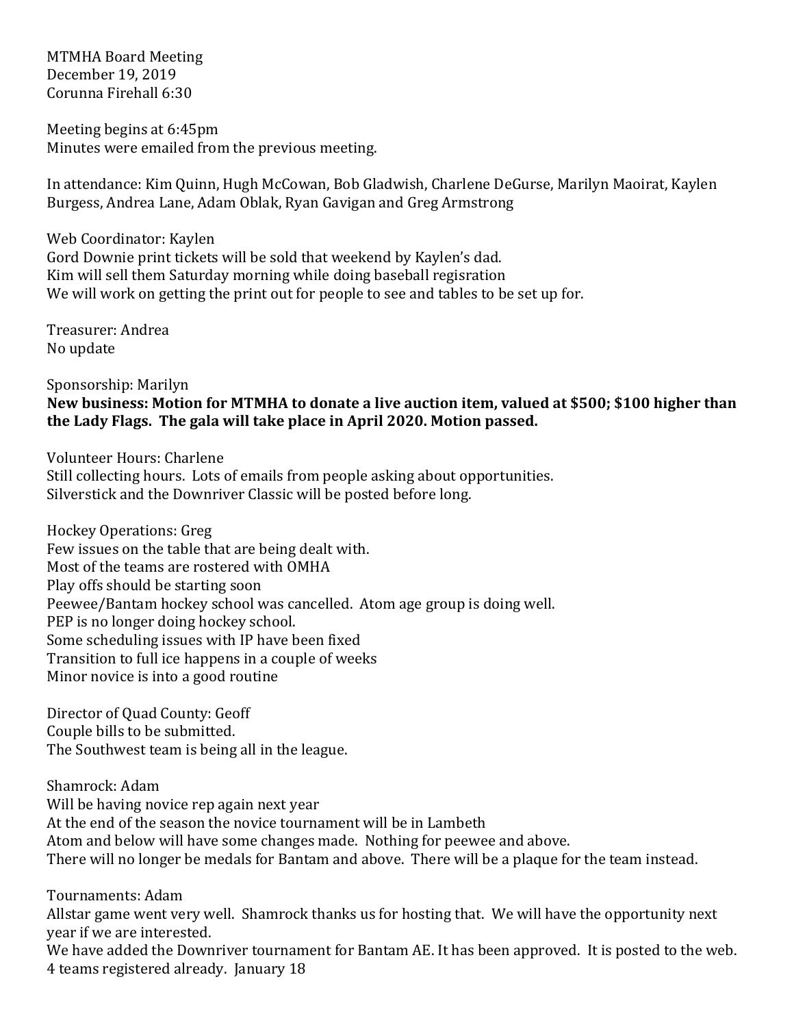MTMHA Board Meeting
December 19, 2019
Corunna Firehall 6:30

Meeting begins at 6:45pm
Minutes were emailed from the previous meeting.

In attendance: Kim Quinn, Hugh McCowan, Bob Gladwish, Charlene DeGurse, Marilyn Maoirat, Kaylen Burgess, Andrea Lane, Adam Oblak, Ryan Gavigan and Greg Armstrong

Web Coordinator: Kaylen
Gord Downie print tickets will be sold that weekend by Kaylen's dad.
Kim will sell them Saturday morning while doing baseball regisration
We will work on getting the print out for people to see and tables to be set up for.

Treasurer: Andrea
No update

Sponsorship: Marilyn
**New business: Motion for MTMHA to donate a live auction item, valued at $500; $100 higher than the Lady Flags. The gala will take place in April 2020. Motion passed.**

Volunteer Hours: Charlene
Still collecting hours. Lots of emails from people asking about opportunities.
Silverstick and the Downriver Classic will be posted before long.

Hockey Operations: Greg
Few issues on the table that are being dealt with.
Most of the teams are rostered with OMHA
Play offs should be starting soon
Peewee/Bantam hockey school was cancelled. Atom age group is doing well.
PEP is no longer doing hockey school.
Some scheduling issues with IP have been fixed
Transition to full ice happens in a couple of weeks
Minor novice is into a good routine

Director of Quad County: Geoff
Couple bills to be submitted.
The Southwest team is being all in the league.

Shamrock: Adam
Will be having novice rep again next year
At the end of the season the novice tournament will be in Lambeth
Atom and below will have some changes made. Nothing for peewee and above.
There will no longer be medals for Bantam and above. There will be a plaque for the team instead.

Tournaments: Adam
Allstar game went very well. Shamrock thanks us for hosting that. We will have the opportunity next year if we are interested.
We have added the Downriver tournament for Bantam AE. It has been approved. It is posted to the web.
4 teams registered already. January 18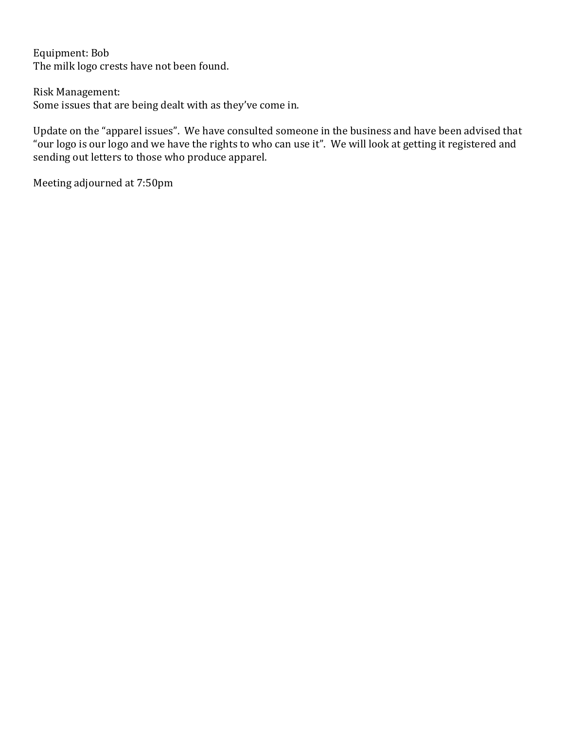Equipment: Bob
The milk logo crests have not been found.

Risk Management:
Some issues that are being dealt with as they've come in.

Update on the "apparel issues". We have consulted someone in the business and have been advised that "our logo is our logo and we have the rights to who can use it". We will look at getting it registered and sending out letters to those who produce apparel.

Meeting adjourned at 7:50pm